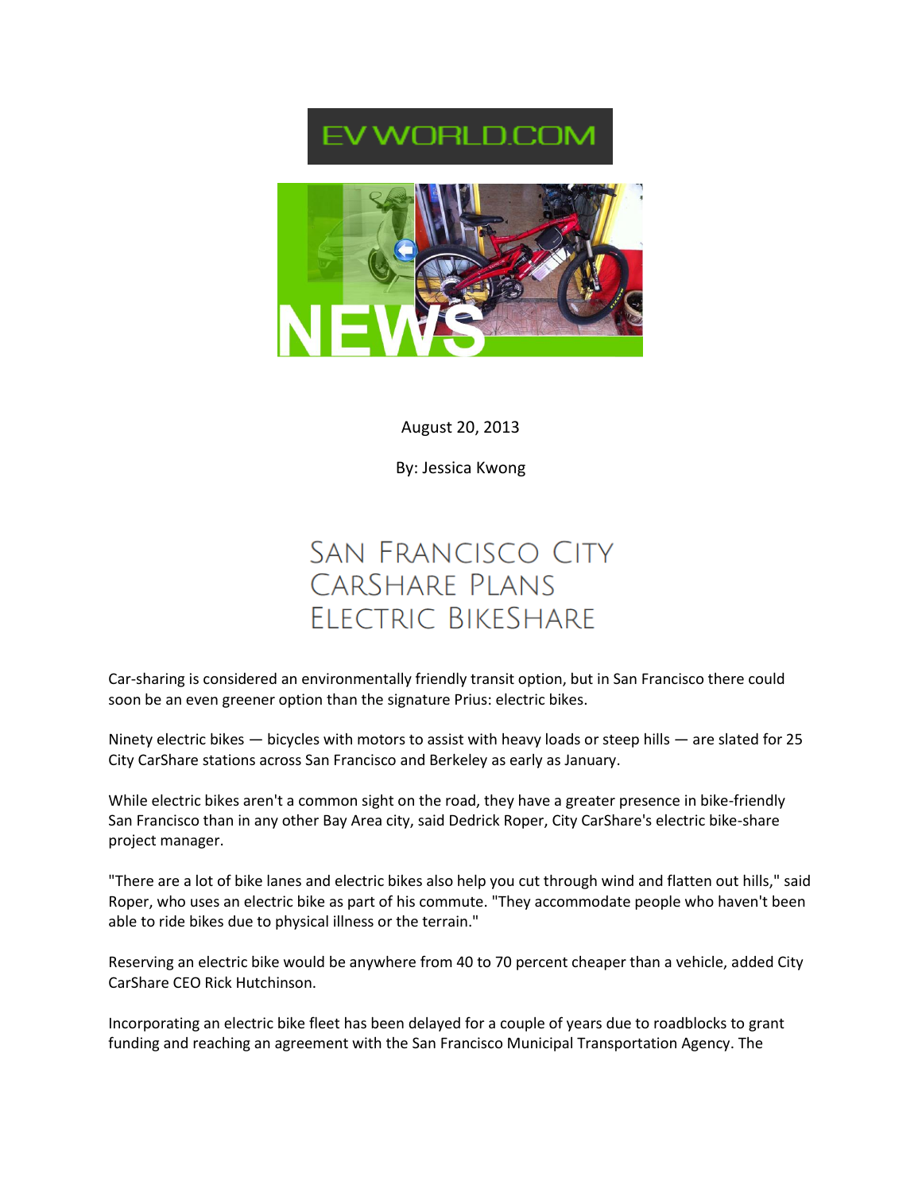EV WORLD.COM

NEWS

August 20, 2013

By: Jessica Kwong

# San Francisco City CarShare Plans Electric BikeShare

Car-sharing is considered an environmentally friendly transit option, but in San Francisco there could soon be an even greener option than the signature Prius: electric bikes.

Ninety electric bikes — bicycles with motors to assist with heavy loads or steep hills — are slated for 25 City CarShare stations across San Francisco and Berkeley as early as January.

While electric bikes aren't a common sight on the road, they have a greater presence in bike-friendly San Francisco than in any other Bay Area city, said Dedrick Roper, City CarShare's electric bike-share project manager.

"There are a lot of bike lanes and electric bikes also help you cut through wind and flatten out hills," said Roper, who uses an electric bike as part of his commute. "They accommodate people who haven't been able to ride bikes due to physical illness or the terrain."

Reserving an electric bike would be anywhere from 40 to 70 percent cheaper than a vehicle, added City CarShare CEO Rick Hutchinson.

Incorporating an electric bike fleet has been delayed for a couple of years due to roadblocks to grant funding and reaching an agreement with the San Francisco Municipal Transportation Agency. The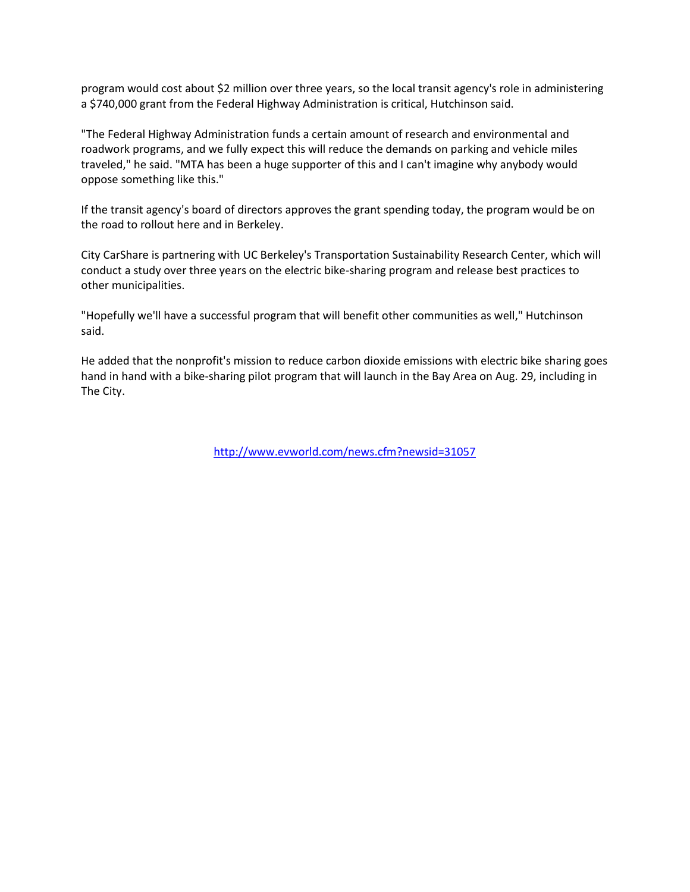program would cost about $2 million over three years, so the local transit agency's role in administering a $740,000 grant from the Federal Highway Administration is critical, Hutchinson said.

"The Federal Highway Administration funds a certain amount of research and environmental and roadwork programs, and we fully expect this will reduce the demands on parking and vehicle miles traveled," he said. "MTA has been a huge supporter of this and I can't imagine why anybody would oppose something like this."

If the transit agency's board of directors approves the grant spending today, the program would be on the road to rollout here and in Berkeley.

City CarShare is partnering with UC Berkeley's Transportation Sustainability Research Center, which will conduct a study over three years on the electric bike-sharing program and release best practices to other municipalities.

"Hopefully we'll have a successful program that will benefit other communities as well," Hutchinson said.

He added that the nonprofit's mission to reduce carbon dioxide emissions with electric bike sharing goes hand in hand with a bike-sharing pilot program that will launch in the Bay Area on Aug. 29, including in The City.

http://www.evworld.com/news.cfm?newsid=31057